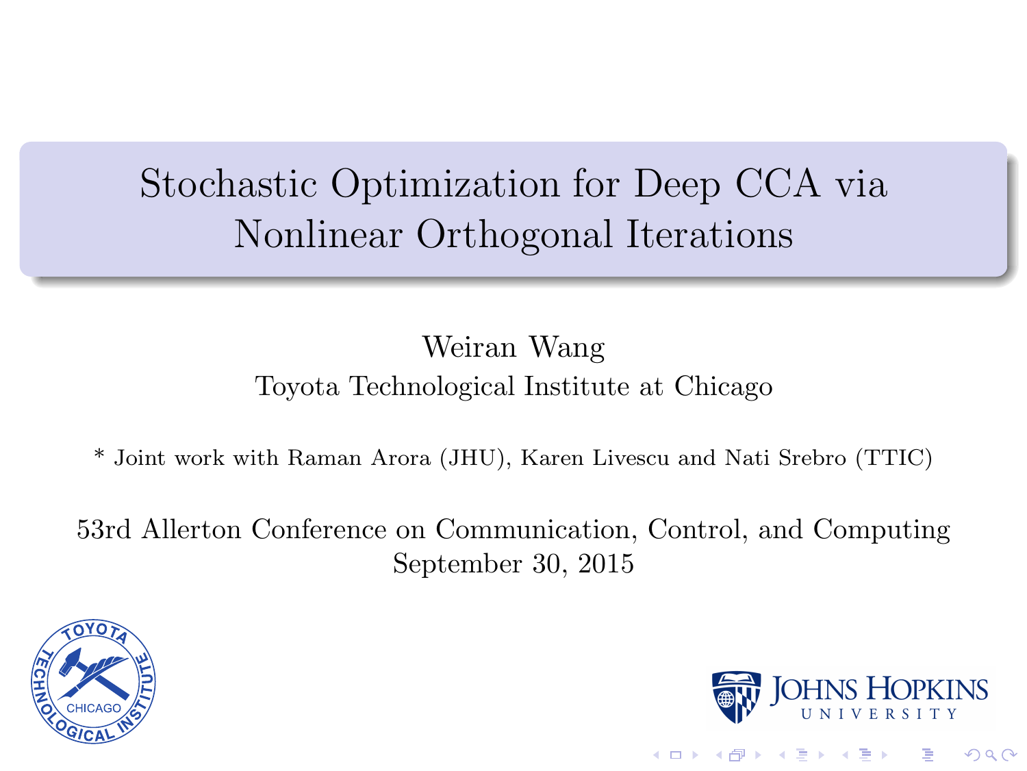# Stochastic Optimization for Deep CCA via Nonlinear Orthogonal Iterations

Weiran Wang

Toyota Technological Institute at Chicago

* Joint work with Raman Arora (JHU), Karen Livescu and Nati Srebro (TTIC)

53rd Allerton Conference on Communication, Control, and Computing

September 30, 2015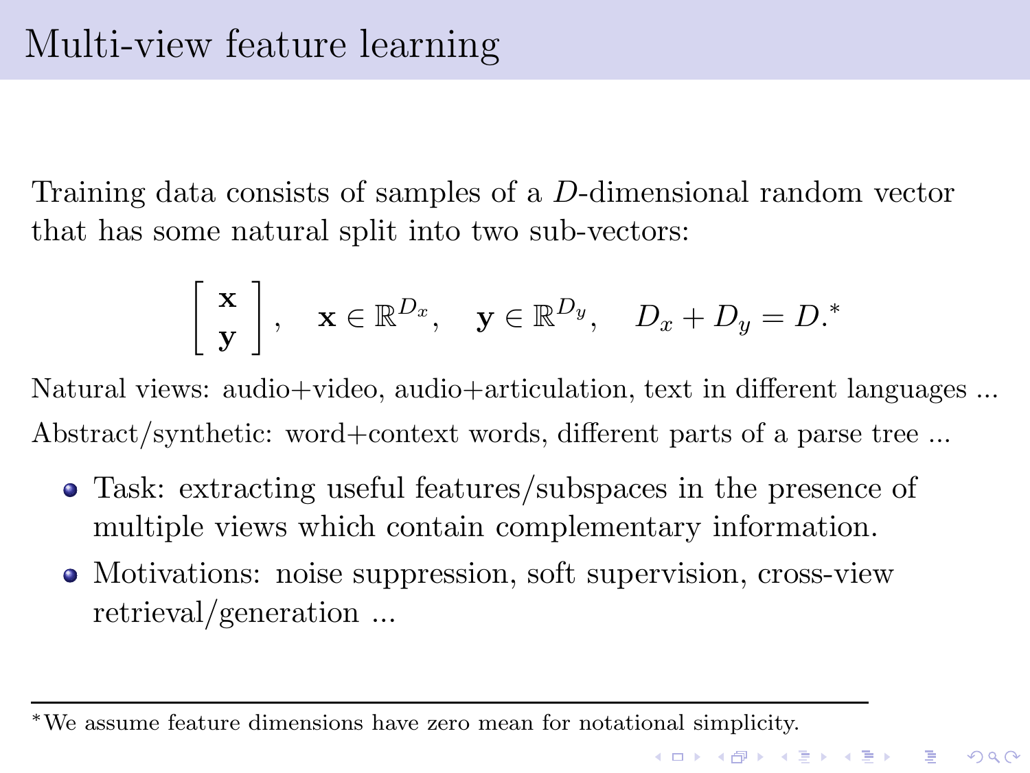# Multi-view feature learning

Training data consists of samples of a $D$-dimensional random vector that has some natural split into two sub-vectors:

$$\begin{bmatrix} \mathbf{x} \\ \mathbf{y} \end{bmatrix}, \quad \mathbf{x} \in \mathbb{R}^{D_x}, \quad \mathbf{y} \in \mathbb{R}^{D_y}, \quad D_x + D_y = D.^*$$

Natural views: audio+video, audio+articulation, text in different languages ...

Abstract/synthetic: word+context words, different parts of a parse tree ...

- Task: extracting useful features/subspaces in the presence of multiple views which contain complementary information.
- Motivations: noise suppression, soft supervision, cross-view retrieval/generation ...

---

*We assume feature dimensions have zero mean for notational simplicity.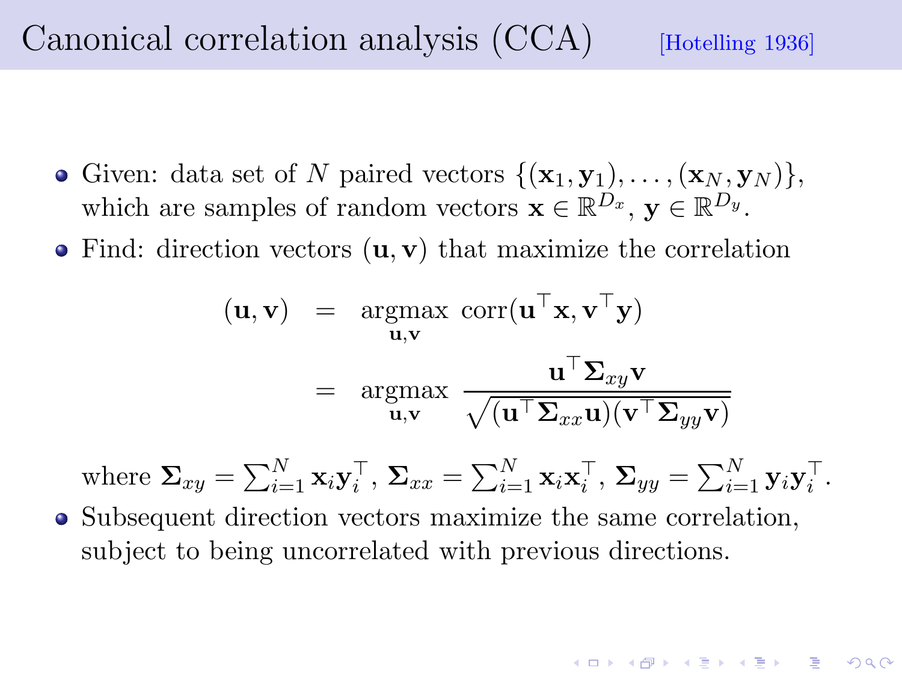# Canonical correlation analysis (CCA) [Hotelling 1936]

- Given: data set of $N$ paired vectors $\{(\mathbf{x}_1, \mathbf{y}_1), \ldots, (\mathbf{x}_N, \mathbf{y}_N)\}$, which are samples of random vectors $\mathbf{x} \in \mathbb{R}^{D_x}$, $\mathbf{y} \in \mathbb{R}^{D_y}$.
- Find: direction vectors $(\mathbf{u}, \mathbf{v})$ that maximize the correlation

$$
\begin{aligned}
(\mathbf{u}, \mathbf{v}) &= \operatorname*{argmax}_{\mathbf{u},\mathbf{v}} \ \operatorname{corr}(\mathbf{u}^\top \mathbf{x}, \mathbf{v}^\top \mathbf{y}) \\
&= \operatorname*{argmax}_{\mathbf{u},\mathbf{v}} \ \frac{\mathbf{u}^\top \boldsymbol{\Sigma}_{xy} \mathbf{v}}{\sqrt{(\mathbf{u}^\top \boldsymbol{\Sigma}_{xx} \mathbf{u})(\mathbf{v}^\top \boldsymbol{\Sigma}_{yy} \mathbf{v})}}
\end{aligned}
$$

  where $\boldsymbol{\Sigma}_{xy} = \sum_{i=1}^{N} \mathbf{x}_i \mathbf{y}_i^\top$, $\boldsymbol{\Sigma}_{xx} = \sum_{i=1}^{N} \mathbf{x}_i \mathbf{x}_i^\top$, $\boldsymbol{\Sigma}_{yy} = \sum_{i=1}^{N} \mathbf{y}_i \mathbf{y}_i^\top$.
- Subsequent direction vectors maximize the same correlation, subject to being uncorrelated with previous directions.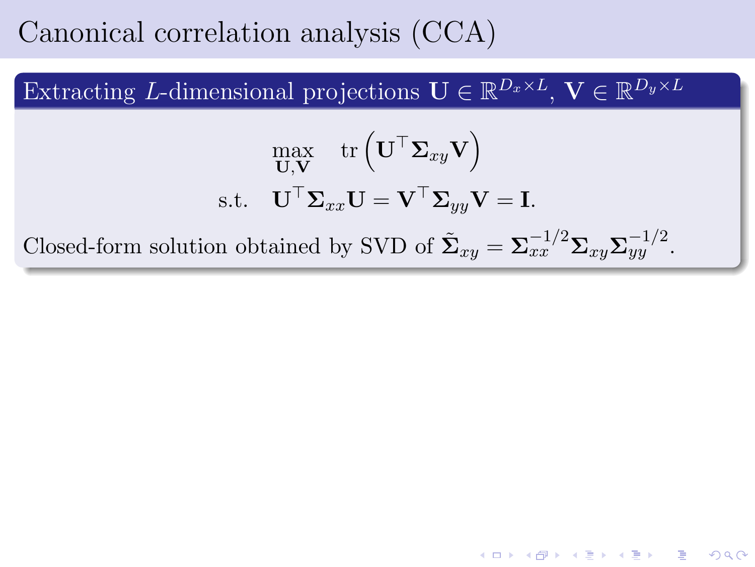# Canonical correlation analysis (CCA)

## Extracting $L$-dimensional projections $\mathbf{U} \in \mathbb{R}^{D_x \times L}$, $\mathbf{V} \in \mathbb{R}^{D_y \times L}$

$$
\begin{aligned}
\max_{\mathbf{U},\mathbf{V}} \quad & \mathrm{tr}\left(\mathbf{U}^\top \mathbf{\Sigma}_{xy} \mathbf{V}\right) \\
\text{s.t.} \quad & \mathbf{U}^\top \mathbf{\Sigma}_{xx} \mathbf{U} = \mathbf{V}^\top \mathbf{\Sigma}_{yy} \mathbf{V} = \mathbf{I}.
\end{aligned}
$$

Closed-form solution obtained by SVD of $\tilde{\mathbf{\Sigma}}_{xy} = \mathbf{\Sigma}_{xx}^{-1/2} \mathbf{\Sigma}_{xy} \mathbf{\Sigma}_{yy}^{-1/2}$.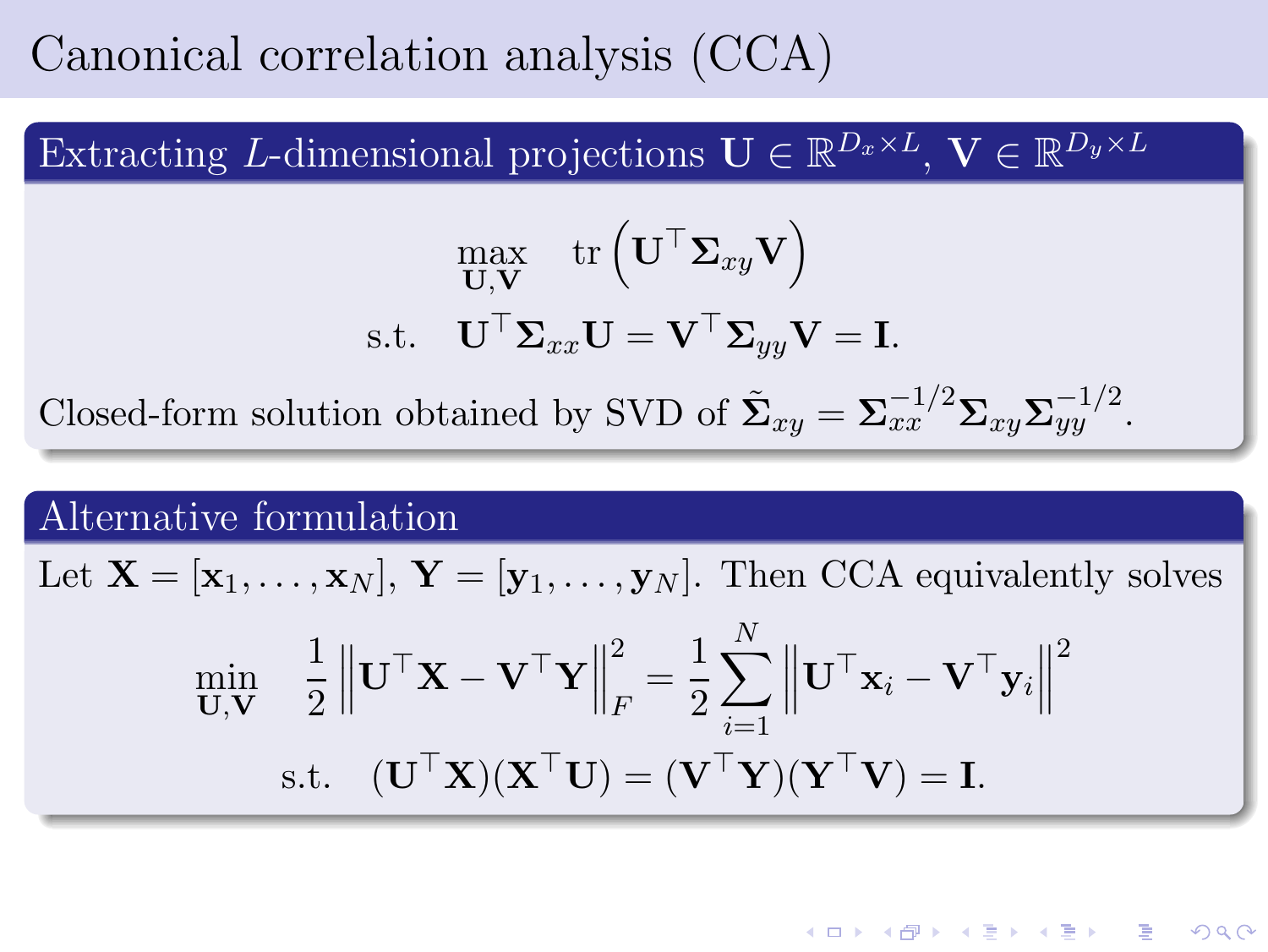# Canonical correlation analysis (CCA)

## Extracting $L$-dimensional projections $\mathbf{U} \in \mathbb{R}^{D_x \times L}$, $\mathbf{V} \in \mathbb{R}^{D_y \times L}$

$$\max_{\mathbf{U},\mathbf{V}} \quad \mathrm{tr}\left(\mathbf{U}^\top \mathbf{\Sigma}_{xy} \mathbf{V}\right)$$

$$\text{s.t.} \quad \mathbf{U}^\top \mathbf{\Sigma}_{xx} \mathbf{U} = \mathbf{V}^\top \mathbf{\Sigma}_{yy} \mathbf{V} = \mathbf{I}.$$

Closed-form solution obtained by SVD of $\tilde{\mathbf{\Sigma}}_{xy} = \mathbf{\Sigma}_{xx}^{-1/2} \mathbf{\Sigma}_{xy} \mathbf{\Sigma}_{yy}^{-1/2}$.

## Alternative formulation

Let $\mathbf{X} = [\mathbf{x}_1, \ldots, \mathbf{x}_N]$, $\mathbf{Y} = [\mathbf{y}_1, \ldots, \mathbf{y}_N]$. Then CCA equivalently solves

$$\min_{\mathbf{U},\mathbf{V}} \quad \frac{1}{2} \left\| \mathbf{U}^\top \mathbf{X} - \mathbf{V}^\top \mathbf{Y} \right\|_F^2 = \frac{1}{2} \sum_{i=1}^{N} \left\| \mathbf{U}^\top \mathbf{x}_i - \mathbf{V}^\top \mathbf{y}_i \right\|^2$$

$$\text{s.t.} \quad (\mathbf{U}^\top \mathbf{X})(\mathbf{X}^\top \mathbf{U}) = (\mathbf{V}^\top \mathbf{Y})(\mathbf{Y}^\top \mathbf{V}) = \mathbf{I}.$$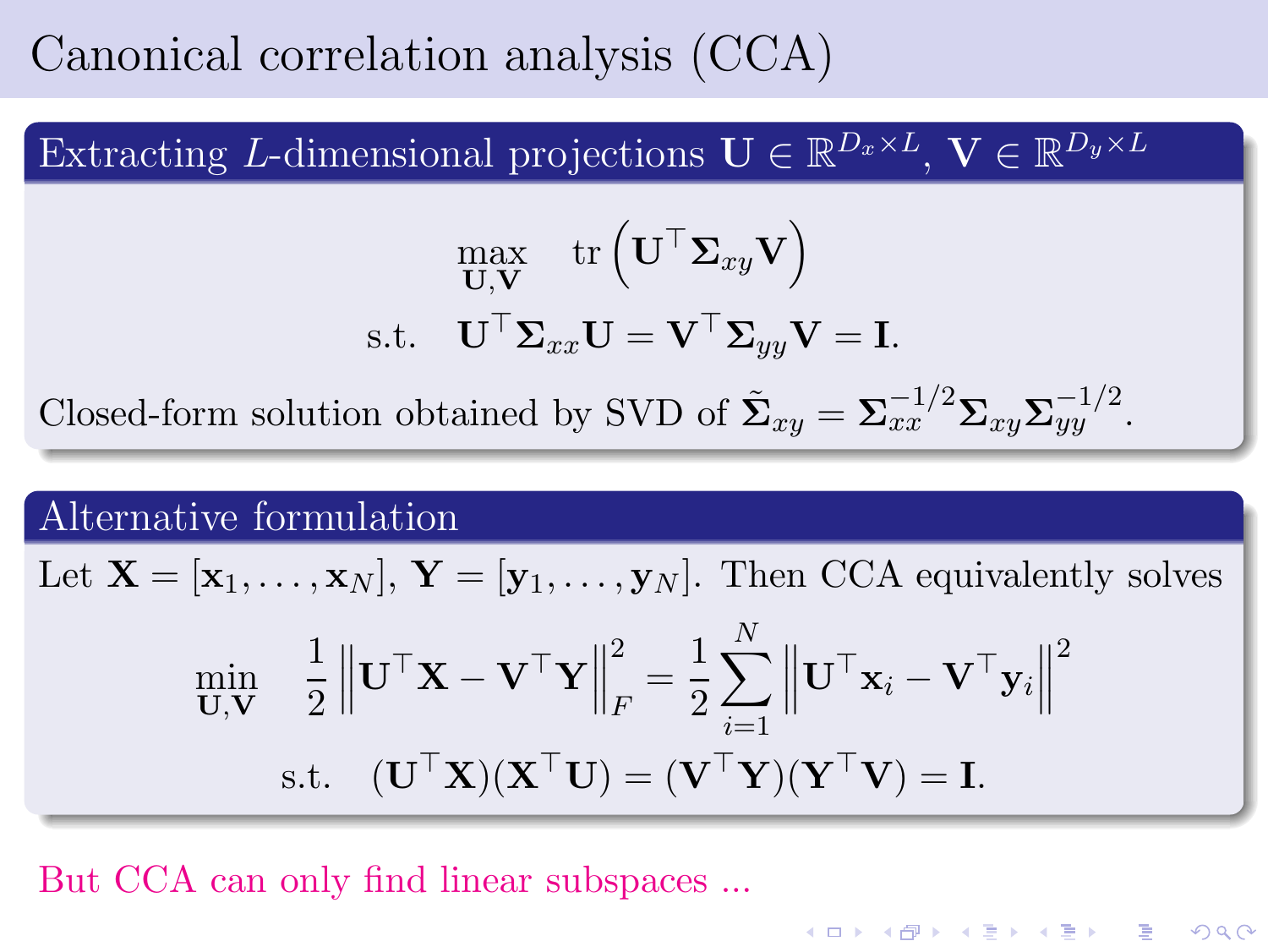# Canonical correlation analysis (CCA)

## Extracting $L$-dimensional projections $\mathbf{U} \in \mathbb{R}^{D_x \times L}$, $\mathbf{V} \in \mathbb{R}^{D_y \times L}$

$$\max_{\mathbf{U},\mathbf{V}} \quad \operatorname{tr}\left(\mathbf{U}^\top \mathbf{\Sigma}_{xy} \mathbf{V}\right)$$

$$\text{s.t.} \quad \mathbf{U}^\top \mathbf{\Sigma}_{xx} \mathbf{U} = \mathbf{V}^\top \mathbf{\Sigma}_{yy} \mathbf{V} = \mathbf{I}.$$

Closed-form solution obtained by SVD of $\tilde{\mathbf{\Sigma}}_{xy} = \mathbf{\Sigma}_{xx}^{-1/2} \mathbf{\Sigma}_{xy} \mathbf{\Sigma}_{yy}^{-1/2}$.

## Alternative formulation

Let $\mathbf{X} = [\mathbf{x}_1, \ldots, \mathbf{x}_N]$, $\mathbf{Y} = [\mathbf{y}_1, \ldots, \mathbf{y}_N]$. Then CCA equivalently solves

$$\min_{\mathbf{U},\mathbf{V}} \quad \frac{1}{2} \left\| \mathbf{U}^\top \mathbf{X} - \mathbf{V}^\top \mathbf{Y} \right\|_F^2 = \frac{1}{2} \sum_{i=1}^{N} \left\| \mathbf{U}^\top \mathbf{x}_i - \mathbf{V}^\top \mathbf{y}_i \right\|^2$$

$$\text{s.t.} \quad (\mathbf{U}^\top \mathbf{X})(\mathbf{X}^\top \mathbf{U}) = (\mathbf{V}^\top \mathbf{Y})(\mathbf{Y}^\top \mathbf{V}) = \mathbf{I}.$$

But CCA can only find linear subspaces ...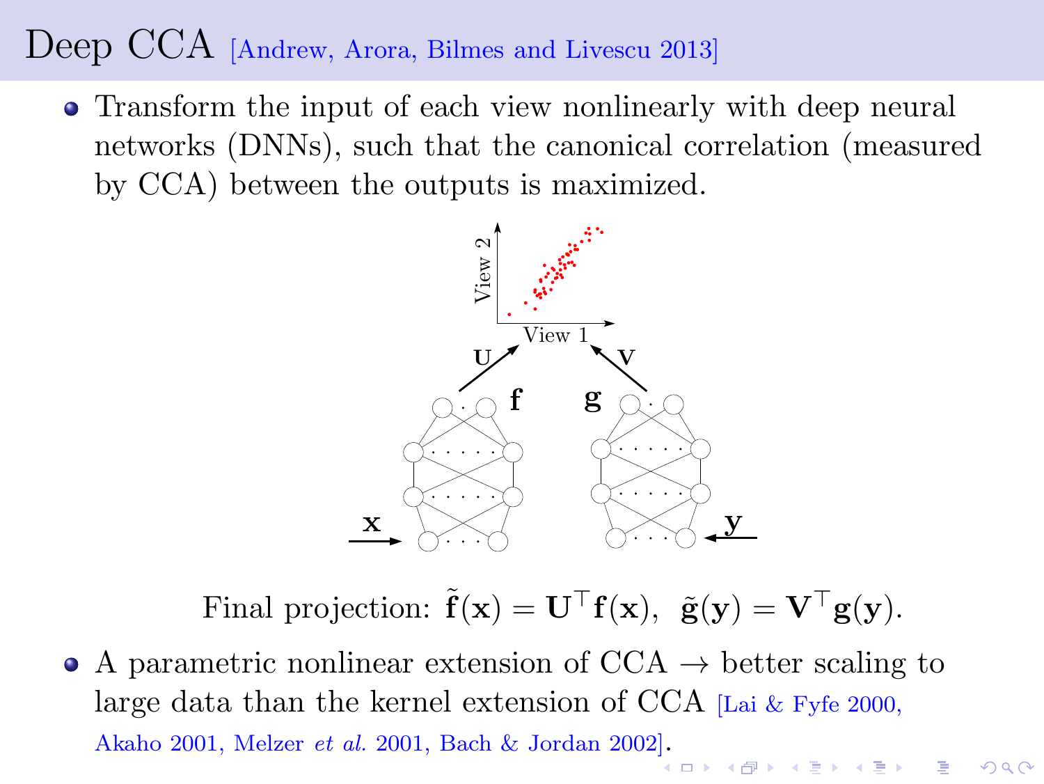# Deep CCA [Andrew, Arora, Bilmes and Livescu 2013]

- Transform the input of each view nonlinearly with deep neural networks (DNNs), such that the canonical correlation (measured by CCA) between the outputs is maximized.

Final projection: $\tilde{\mathbf{f}}(\mathbf{x}) = \mathbf{U}^\top \mathbf{f}(\mathbf{x}), \;\; \tilde{\mathbf{g}}(\mathbf{y}) = \mathbf{V}^\top \mathbf{g}(\mathbf{y})$.

- A parametric nonlinear extension of CCA → better scaling to large data than the kernel extension of CCA [Lai & Fyfe 2000, Akaho 2001, Melzer *et al.* 2001, Bach & Jordan 2002].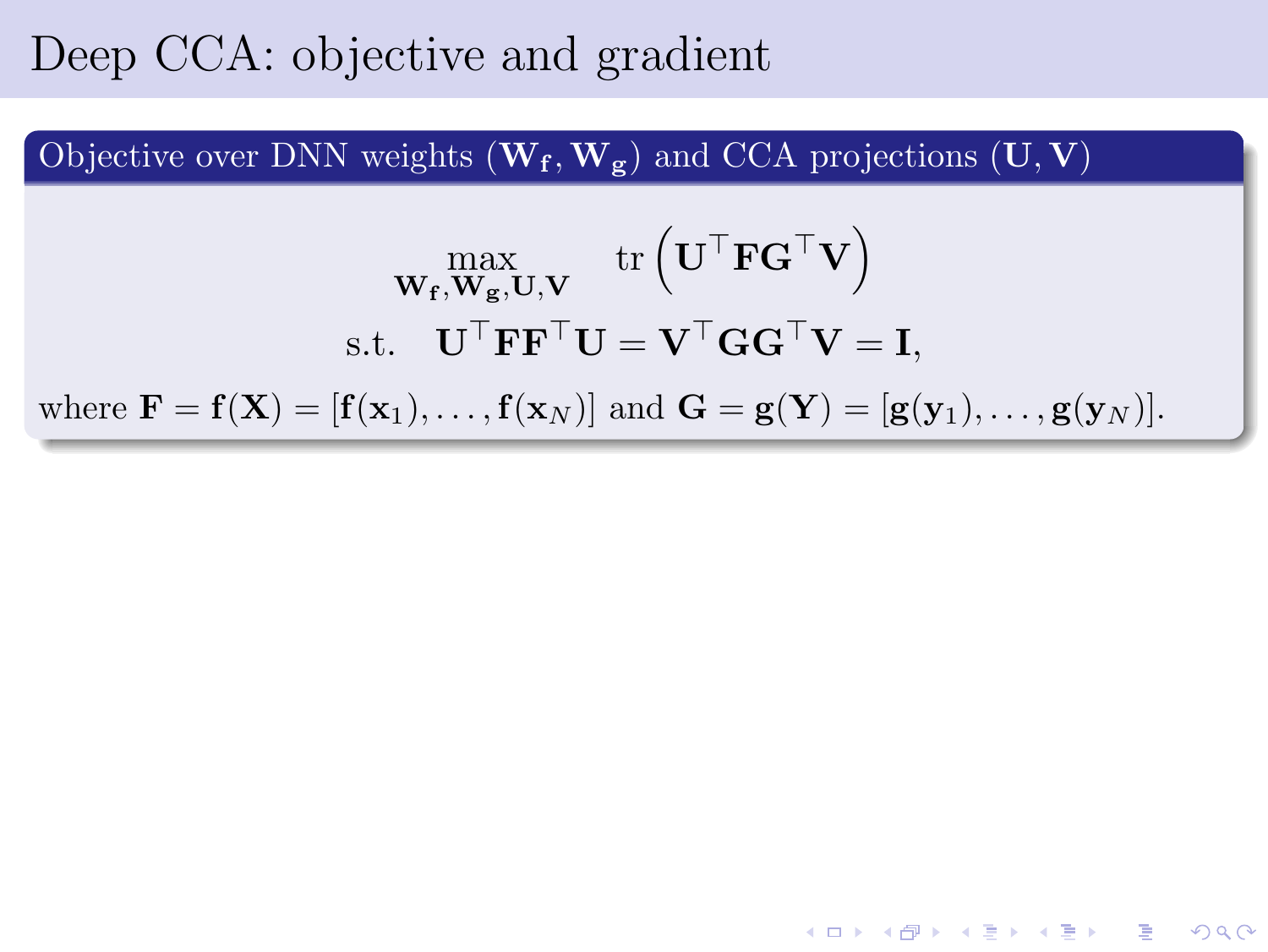# Deep CCA: objective and gradient

**Objective over DNN weights $(\mathbf{W_f}, \mathbf{W_g})$ and CCA projections $(\mathbf{U}, \mathbf{V})$**

$$\max_{\mathbf{W_f}, \mathbf{W_g}, \mathbf{U}, \mathbf{V}} \quad \mathrm{tr}\left(\mathbf{U}^\top \mathbf{F} \mathbf{G}^\top \mathbf{V}\right)$$

$$\text{s.t.} \quad \mathbf{U}^\top \mathbf{F} \mathbf{F}^\top \mathbf{U} = \mathbf{V}^\top \mathbf{G} \mathbf{G}^\top \mathbf{V} = \mathbf{I},$$

where $\mathbf{F} = \mathbf{f}(\mathbf{X}) = [\mathbf{f}(\mathbf{x}_1), \dots, \mathbf{f}(\mathbf{x}_N)]$ and $\mathbf{G} = \mathbf{g}(\mathbf{Y}) = [\mathbf{g}(\mathbf{y}_1), \dots, \mathbf{g}(\mathbf{y}_N)]$.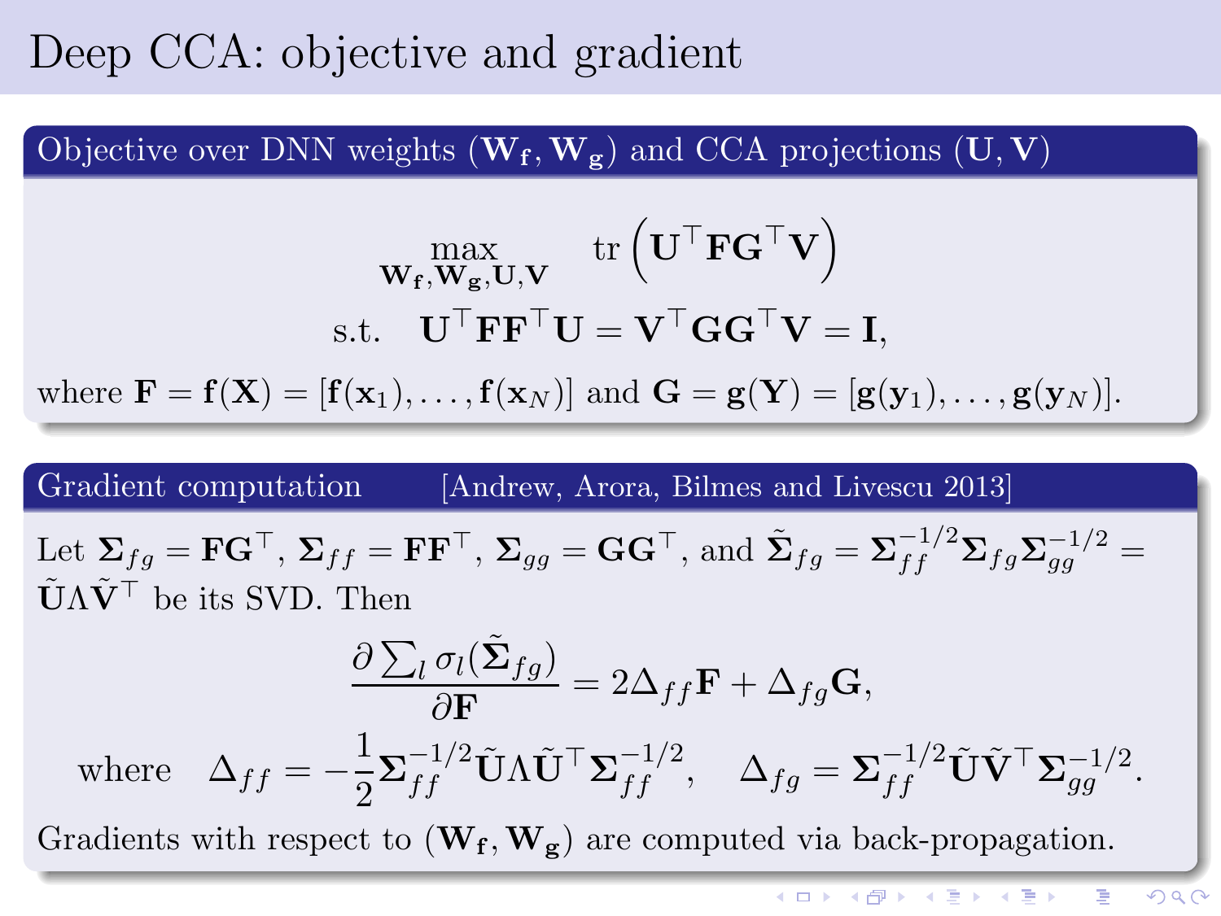# Deep CCA: objective and gradient

## Objective over DNN weights $(\mathbf{W_f}, \mathbf{W_g})$ and CCA projections $(\mathbf{U}, \mathbf{V})$

$$\max_{\mathbf{W_f}, \mathbf{W_g}, \mathbf{U}, \mathbf{V}} \quad \operatorname{tr}\left(\mathbf{U}^\top \mathbf{F} \mathbf{G}^\top \mathbf{V}\right)$$

$$\text{s.t.} \quad \mathbf{U}^\top \mathbf{F} \mathbf{F}^\top \mathbf{U} = \mathbf{V}^\top \mathbf{G} \mathbf{G}^\top \mathbf{V} = \mathbf{I},$$

where $\mathbf{F} = \mathbf{f}(\mathbf{X}) = [\mathbf{f}(\mathbf{x}_1), \dots, \mathbf{f}(\mathbf{x}_N)]$ and $\mathbf{G} = \mathbf{g}(\mathbf{Y}) = [\mathbf{g}(\mathbf{y}_1), \dots, \mathbf{g}(\mathbf{y}_N)]$.

## Gradient computation [Andrew, Arora, Bilmes and Livescu 2013]

Let $\mathbf{\Sigma}_{fg} = \mathbf{F}\mathbf{G}^\top$, $\mathbf{\Sigma}_{ff} = \mathbf{F}\mathbf{F}^\top$, $\mathbf{\Sigma}_{gg} = \mathbf{G}\mathbf{G}^\top$, and $\tilde{\mathbf{\Sigma}}_{fg} = \mathbf{\Sigma}_{ff}^{-1/2} \mathbf{\Sigma}_{fg} \mathbf{\Sigma}_{gg}^{-1/2} = \tilde{\mathbf{U}} \Lambda \tilde{\mathbf{V}}^\top$ be its SVD. Then

$$\frac{\partial \sum_l \sigma_l(\tilde{\mathbf{\Sigma}}_{fg})}{\partial \mathbf{F}} = 2\Delta_{ff}\mathbf{F} + \Delta_{fg}\mathbf{G},$$

$$\text{where} \quad \Delta_{ff} = -\frac{1}{2} \mathbf{\Sigma}_{ff}^{-1/2} \tilde{\mathbf{U}} \Lambda \tilde{\mathbf{U}}^\top \mathbf{\Sigma}_{ff}^{-1/2}, \quad \Delta_{fg} = \mathbf{\Sigma}_{ff}^{-1/2} \tilde{\mathbf{U}} \tilde{\mathbf{V}}^\top \mathbf{\Sigma}_{gg}^{-1/2}.$$

Gradients with respect to $(\mathbf{W_f}, \mathbf{W_g})$ are computed via back-propagation.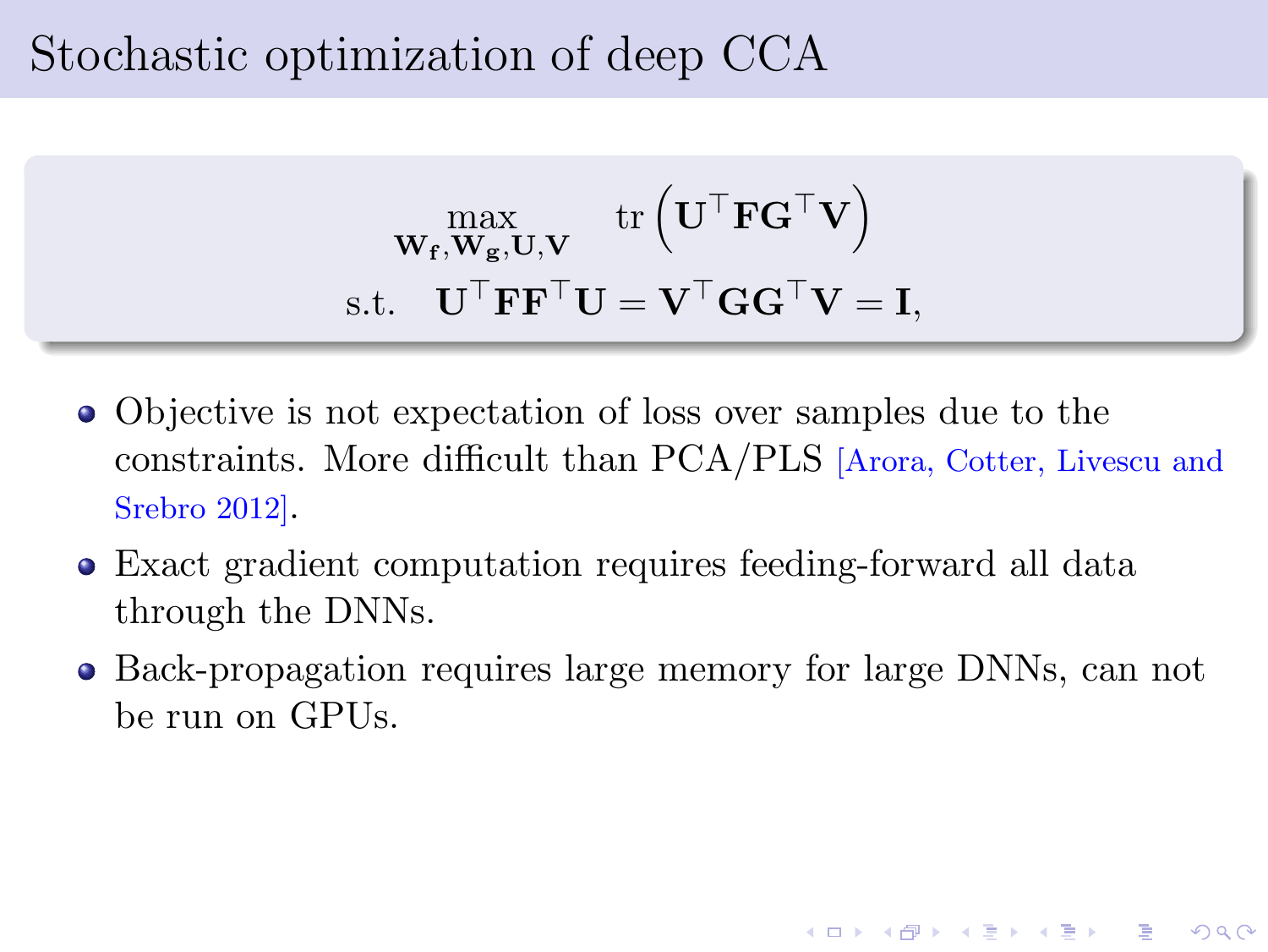# Stochastic optimization of deep CCA

$$
\begin{aligned}
\max_{\mathbf{W_f},\mathbf{W_g},\mathbf{U},\mathbf{V}} \quad & \operatorname{tr}\left(\mathbf{U}^\top \mathbf{F} \mathbf{G}^\top \mathbf{V}\right) \\
\text{s.t.} \quad & \mathbf{U}^\top \mathbf{F} \mathbf{F}^\top \mathbf{U} = \mathbf{V}^\top \mathbf{G} \mathbf{G}^\top \mathbf{V} = \mathbf{I},
\end{aligned}
$$

- Objective is not expectation of loss over samples due to the constraints. More difficult than PCA/PLS [Arora, Cotter, Livescu and Srebro 2012].
- Exact gradient computation requires feeding-forward all data through the DNNs.
- Back-propagation requires large memory for large DNNs, can not be run on GPUs.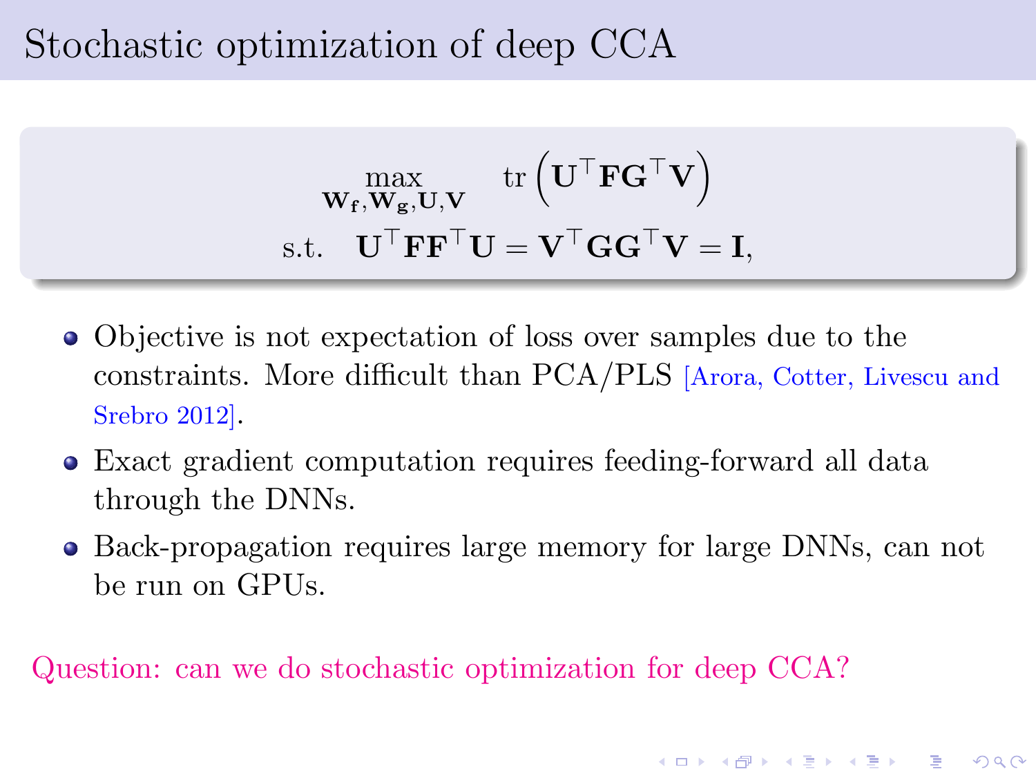# Stochastic optimization of deep CCA

$$\max_{\mathbf{W_f},\mathbf{W_g},\mathbf{U},\mathbf{V}} \quad \mathrm{tr}\left(\mathbf{U}^\top \mathbf{F}\mathbf{G}^\top \mathbf{V}\right)$$

$$\text{s.t.} \quad \mathbf{U}^\top \mathbf{F}\mathbf{F}^\top \mathbf{U} = \mathbf{V}^\top \mathbf{G}\mathbf{G}^\top \mathbf{V} = \mathbf{I},$$

- Objective is not expectation of loss over samples due to the constraints. More difficult than PCA/PLS [Arora, Cotter, Livescu and Srebro 2012].
- Exact gradient computation requires feeding-forward all data through the DNNs.
- Back-propagation requires large memory for large DNNs, can not be run on GPUs.

Question: can we do stochastic optimization for deep CCA?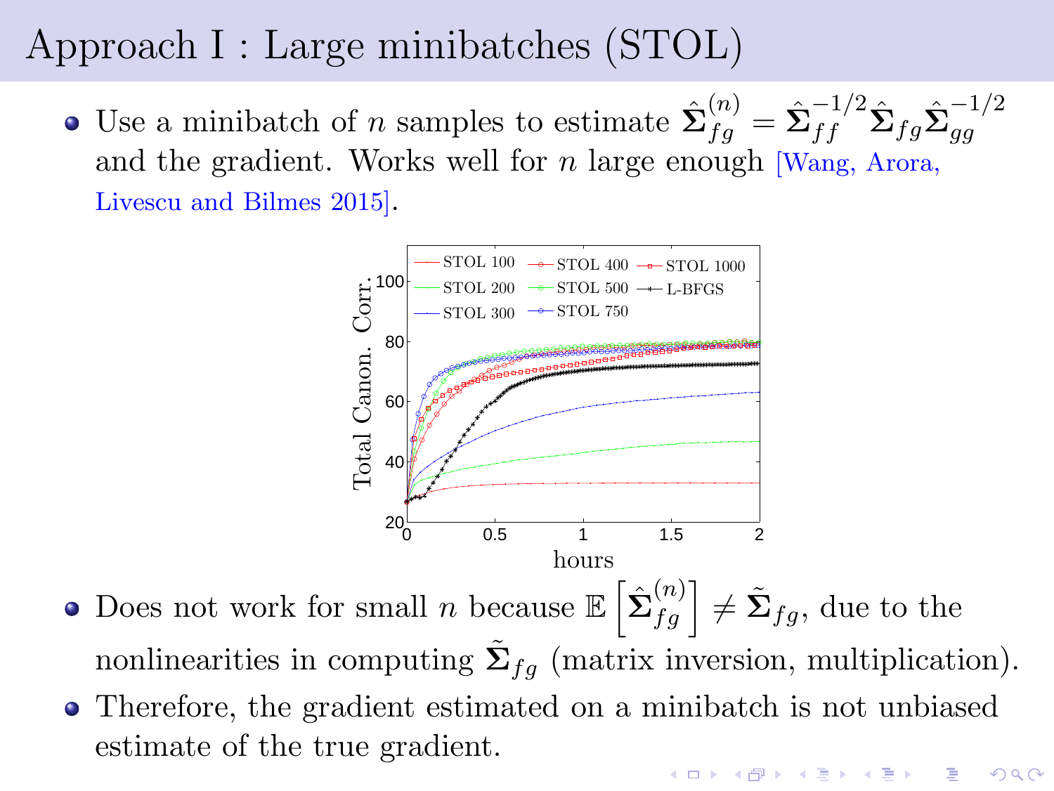# Approach I : Large minibatches (STOL)

- Use a minibatch of $n$ samples to estimate $\hat{\mathbf{\Sigma}}_{fg}^{(n)} = \hat{\mathbf{\Sigma}}_{ff}^{-1/2} \hat{\mathbf{\Sigma}}_{fg} \hat{\mathbf{\Sigma}}_{gg}^{-1/2}$ and the gradient. Works well for $n$ large enough [Wang, Arora, Livescu and Bilmes 2015].

- Does not work for small $n$ because $\mathbb{E}\left[\hat{\mathbf{\Sigma}}_{fg}^{(n)}\right] \neq \tilde{\mathbf{\Sigma}}_{fg}$, due to the nonlinearities in computing $\tilde{\mathbf{\Sigma}}_{fg}$ (matrix inversion, multiplication).
- Therefore, the gradient estimated on a minibatch is not unbiased estimate of the true gradient.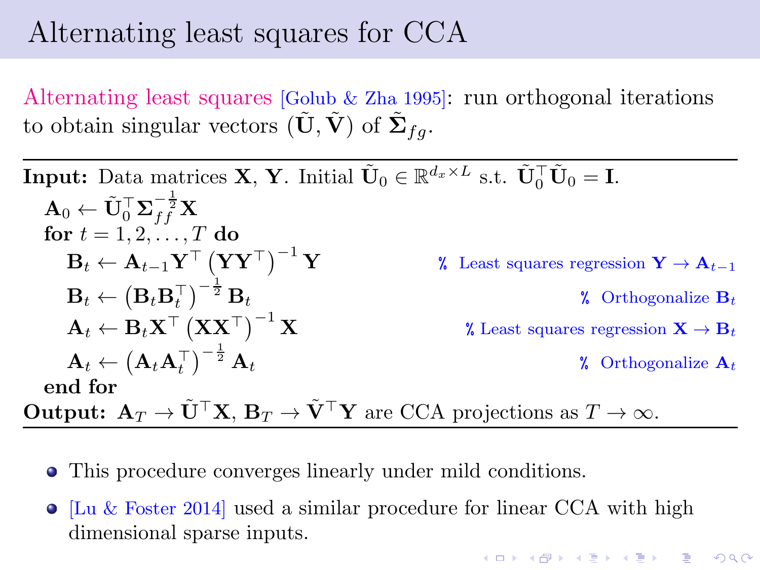# Alternating least squares for CCA

Alternating least squares [Golub & Zha 1995]: run orthogonal iterations to obtain singular vectors $(\tilde{\mathbf{U}}, \tilde{\mathbf{V}})$ of $\tilde{\mathbf{\Sigma}}_{fg}$.

---

**Input:** Data matrices $\mathbf{X}$, $\mathbf{Y}$. Initial $\tilde{\mathbf{U}}_0 \in \mathbb{R}^{d_x \times L}$ s.t. $\tilde{\mathbf{U}}_0^\top \tilde{\mathbf{U}}_0 = \mathbf{I}$.

$\mathbf{A}_0 \leftarrow \tilde{\mathbf{U}}_0^\top \mathbf{\Sigma}_{ff}^{-\frac{1}{2}} \mathbf{X}$

**for** $t = 1, 2, \ldots, T$ **do**

- $\mathbf{B}_t \leftarrow \mathbf{A}_{t-1} \mathbf{Y}^\top \left(\mathbf{Y}\mathbf{Y}^\top\right)^{-1} \mathbf{Y}$ % Least squares regression $\mathbf{Y} \to \mathbf{A}_{t-1}$
- $\mathbf{B}_t \leftarrow \left(\mathbf{B}_t \mathbf{B}_t^\top\right)^{-\frac{1}{2}} \mathbf{B}_t$ % Orthogonalize $\mathbf{B}_t$
- $\mathbf{A}_t \leftarrow \mathbf{B}_t \mathbf{X}^\top \left(\mathbf{X}\mathbf{X}^\top\right)^{-1} \mathbf{X}$ % Least squares regression $\mathbf{X} \to \mathbf{B}_t$
- $\mathbf{A}_t \leftarrow \left(\mathbf{A}_t \mathbf{A}_t^\top\right)^{-\frac{1}{2}} \mathbf{A}_t$ % Orthogonalize $\mathbf{A}_t$

**end for**

**Output:** $\mathbf{A}_T \to \tilde{\mathbf{U}}^\top \mathbf{X}$, $\mathbf{B}_T \to \tilde{\mathbf{V}}^\top \mathbf{Y}$ are CCA projections as $T \to \infty$.

---

- This procedure converges linearly under mild conditions.
- [Lu & Foster 2014] used a similar procedure for linear CCA with high dimensional sparse inputs.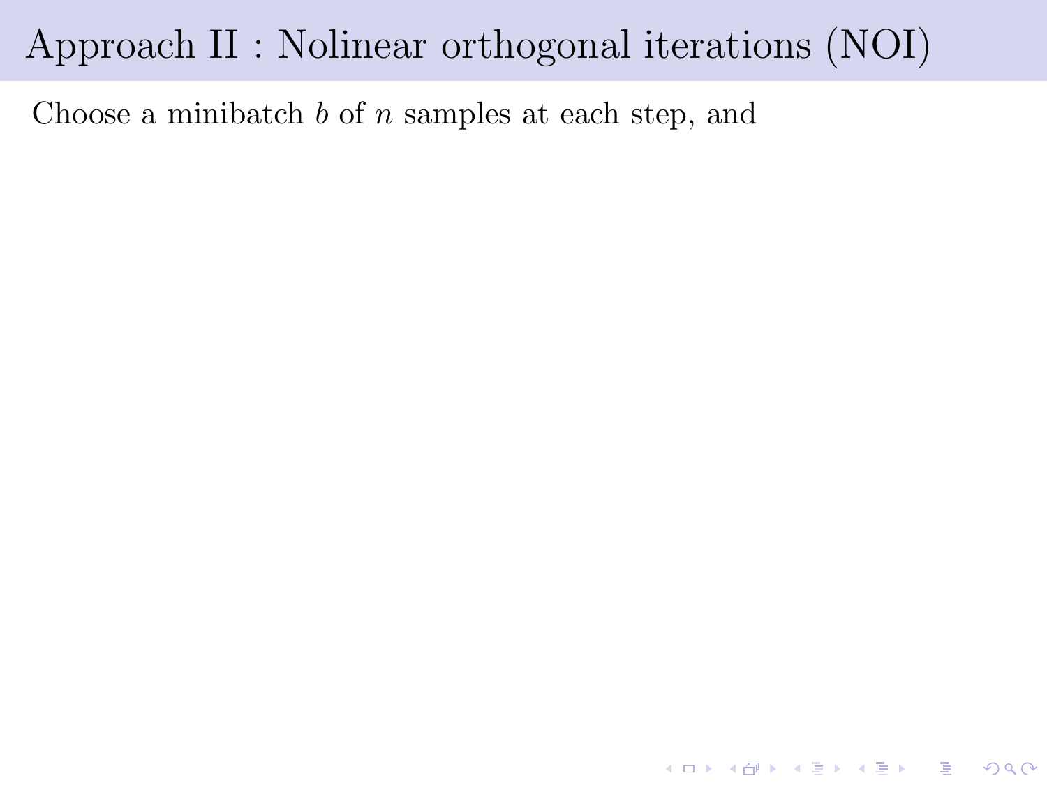# Approach II : Nolinear orthogonal iterations (NOI)

Choose a minibatch $b$ of $n$ samples at each step, and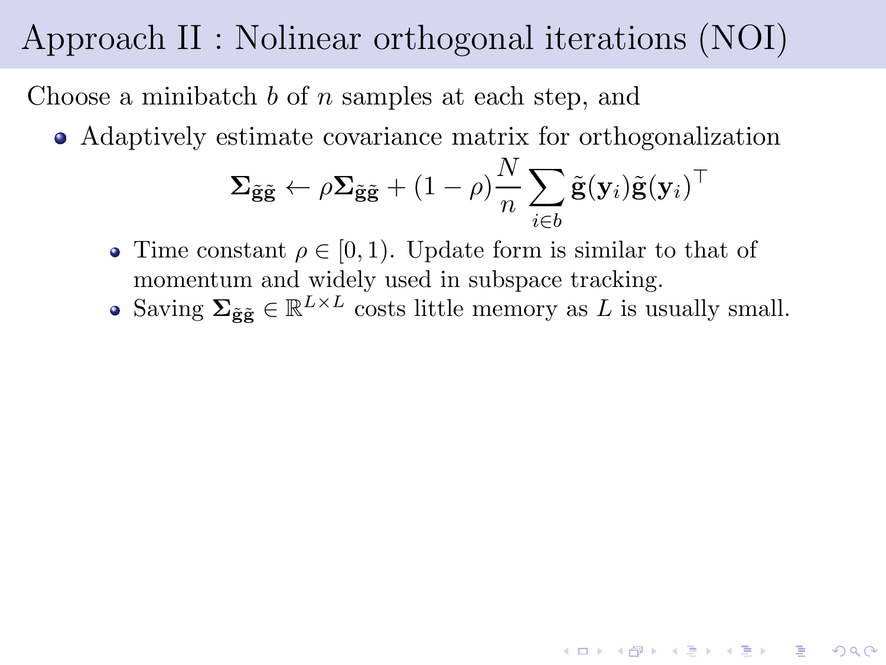# Approach II : Nolinear orthogonal iterations (NOI)

Choose a minibatch $b$ of $n$ samples at each step, and

- Adaptively estimate covariance matrix for orthogonalization

$$\boldsymbol{\Sigma}_{\tilde{\mathbf{g}}\tilde{\mathbf{g}}} \leftarrow \rho \boldsymbol{\Sigma}_{\tilde{\mathbf{g}}\tilde{\mathbf{g}}} + (1-\rho) \frac{N}{n} \sum_{i \in b} \tilde{\mathbf{g}}(\mathbf{y}_i) \tilde{\mathbf{g}}(\mathbf{y}_i)^\top$$

  - Time constant $\rho \in [0, 1)$. Update form is similar to that of momentum and widely used in subspace tracking.
  - Saving $\boldsymbol{\Sigma}_{\tilde{\mathbf{g}}\tilde{\mathbf{g}}} \in \mathbb{R}^{L \times L}$ costs little memory as $L$ is usually small.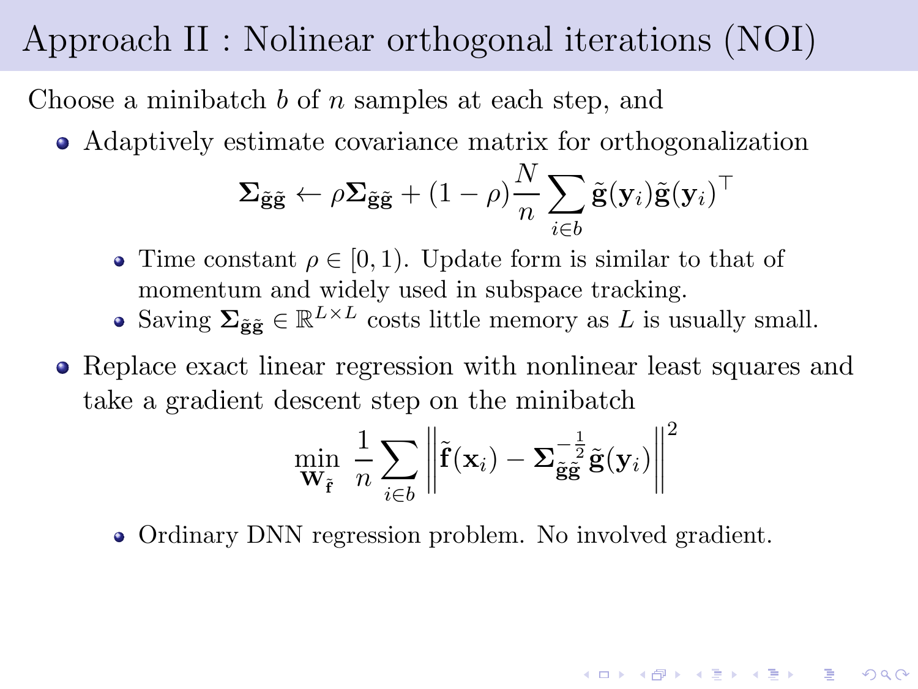# Approach II : Nolinear orthogonal iterations (NOI)

Choose a minibatch $b$ of $n$ samples at each step, and

- Adaptively estimate covariance matrix for orthogonalization

$$\mathbf{\Sigma}_{\tilde{\mathbf{g}}\tilde{\mathbf{g}}} \leftarrow \rho \mathbf{\Sigma}_{\tilde{\mathbf{g}}\tilde{\mathbf{g}}} + (1-\rho)\frac{N}{n}\sum_{i \in b} \tilde{\mathbf{g}}(\mathbf{y}_i)\tilde{\mathbf{g}}(\mathbf{y}_i)^\top$$

  - Time constant $\rho \in [0, 1)$. Update form is similar to that of momentum and widely used in subspace tracking.
  - Saving $\mathbf{\Sigma}_{\tilde{\mathbf{g}}\tilde{\mathbf{g}}} \in \mathbb{R}^{L \times L}$ costs little memory as $L$ is usually small.

- Replace exact linear regression with nonlinear least squares and take a gradient descent step on the minibatch

$$\min_{\mathbf{W}_{\tilde{\mathbf{f}}}} \frac{1}{n}\sum_{i \in b} \left\| \tilde{\mathbf{f}}(\mathbf{x}_i) - \mathbf{\Sigma}_{\tilde{\mathbf{g}}\tilde{\mathbf{g}}}^{-\frac{1}{2}} \tilde{\mathbf{g}}(\mathbf{y}_i) \right\|^2$$

  - Ordinary DNN regression problem. No involved gradient.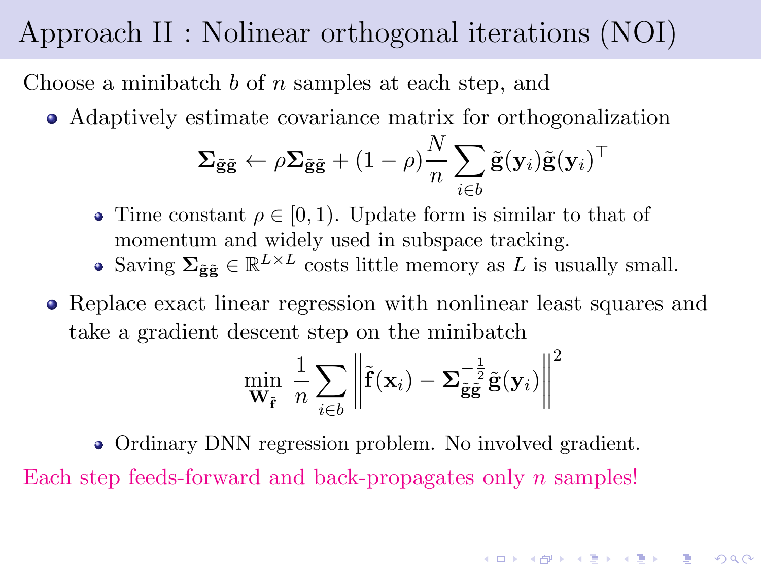# Approach II : Nolinear orthogonal iterations (NOI)

Choose a minibatch $b$ of $n$ samples at each step, and

- Adaptively estimate covariance matrix for orthogonalization

$$\boldsymbol{\Sigma}_{\tilde{\mathbf{g}}\tilde{\mathbf{g}}} \leftarrow \rho \boldsymbol{\Sigma}_{\tilde{\mathbf{g}}\tilde{\mathbf{g}}} + (1-\rho) \frac{N}{n} \sum_{i \in b} \tilde{\mathbf{g}}(\mathbf{y}_i) \tilde{\mathbf{g}}(\mathbf{y}_i)^\top$$

  - Time constant $\rho \in [0, 1)$. Update form is similar to that of momentum and widely used in subspace tracking.
  - Saving $\boldsymbol{\Sigma}_{\tilde{\mathbf{g}}\tilde{\mathbf{g}}} \in \mathbb{R}^{L \times L}$ costs little memory as $L$ is usually small.

- Replace exact linear regression with nonlinear least squares and take a gradient descent step on the minibatch

$$\min_{\mathbf{W}_{\tilde{\mathbf{f}}}} \; \frac{1}{n} \sum_{i \in b} \left\| \tilde{\mathbf{f}}(\mathbf{x}_i) - \boldsymbol{\Sigma}_{\tilde{\mathbf{g}}\tilde{\mathbf{g}}}^{-\frac{1}{2}} \tilde{\mathbf{g}}(\mathbf{y}_i) \right\|^2$$

  - Ordinary DNN regression problem. No involved gradient.

Each step feeds-forward and back-propagates only $n$ samples!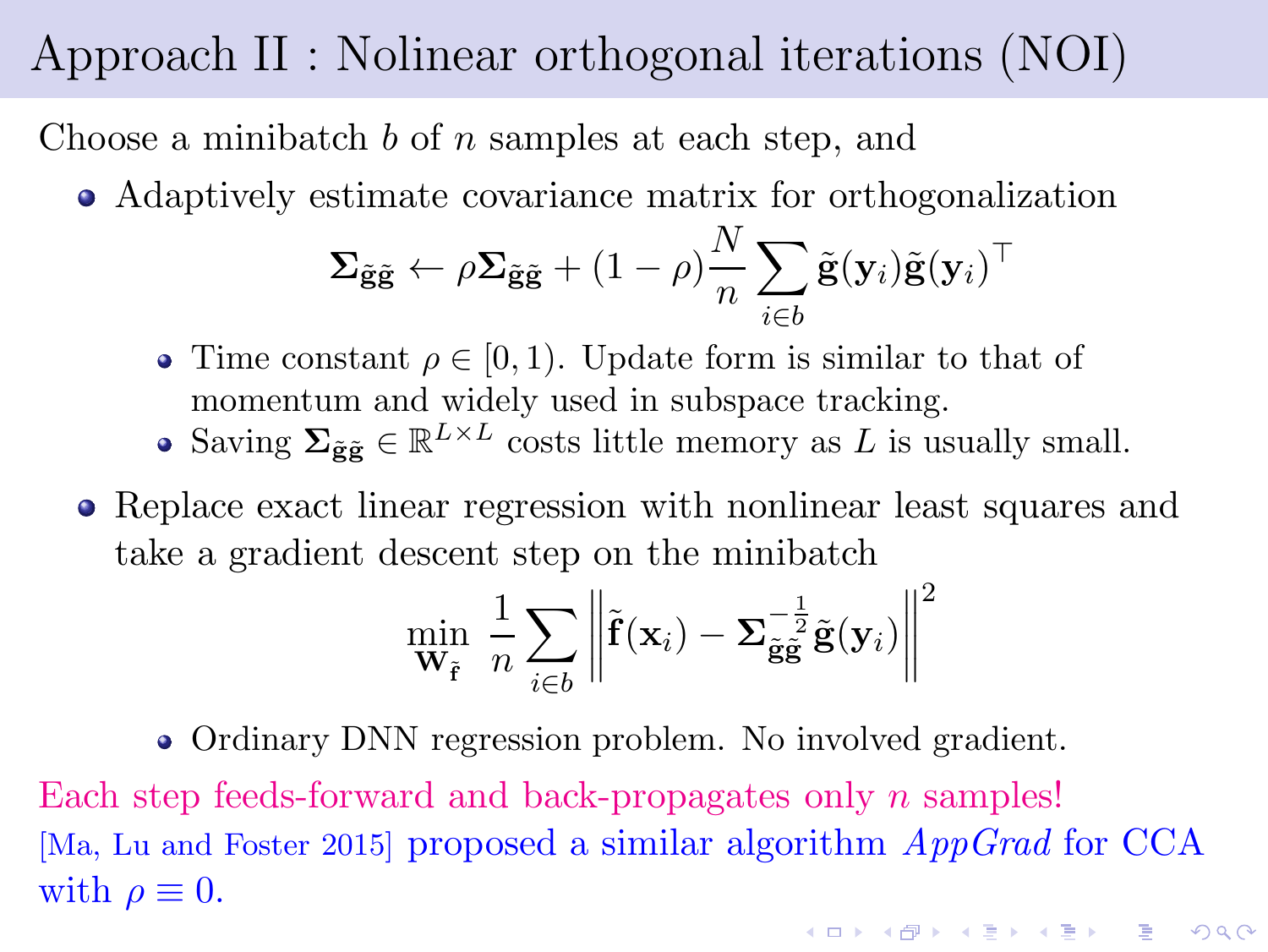# Approach II : Nolinear orthogonal iterations (NOI)

Choose a minibatch $b$ of $n$ samples at each step, and

- Adaptively estimate covariance matrix for orthogonalization

$$\mathbf{\Sigma}_{\tilde{\mathbf{g}}\tilde{\mathbf{g}}} \leftarrow \rho \mathbf{\Sigma}_{\tilde{\mathbf{g}}\tilde{\mathbf{g}}} + (1-\rho)\frac{N}{n}\sum_{i \in b} \tilde{\mathbf{g}}(\mathbf{y}_i)\tilde{\mathbf{g}}(\mathbf{y}_i)^\top$$

  - Time constant $\rho \in [0, 1)$. Update form is similar to that of momentum and widely used in subspace tracking.
  - Saving $\mathbf{\Sigma}_{\tilde{\mathbf{g}}\tilde{\mathbf{g}}} \in \mathbb{R}^{L \times L}$ costs little memory as $L$ is usually small.

- Replace exact linear regression with nonlinear least squares and take a gradient descent step on the minibatch

$$\min_{\mathbf{W}_{\tilde{\mathbf{f}}}} \frac{1}{n} \sum_{i \in b} \left\| \tilde{\mathbf{f}}(\mathbf{x}_i) - \mathbf{\Sigma}_{\tilde{\mathbf{g}}\tilde{\mathbf{g}}}^{-\frac{1}{2}} \tilde{\mathbf{g}}(\mathbf{y}_i) \right\|^2$$

  - Ordinary DNN regression problem. No involved gradient.

Each step feeds-forward and back-propagates only $n$ samples!

[Ma, Lu and Foster 2015] proposed a similar algorithm *AppGrad* for CCA with $\rho \equiv 0$.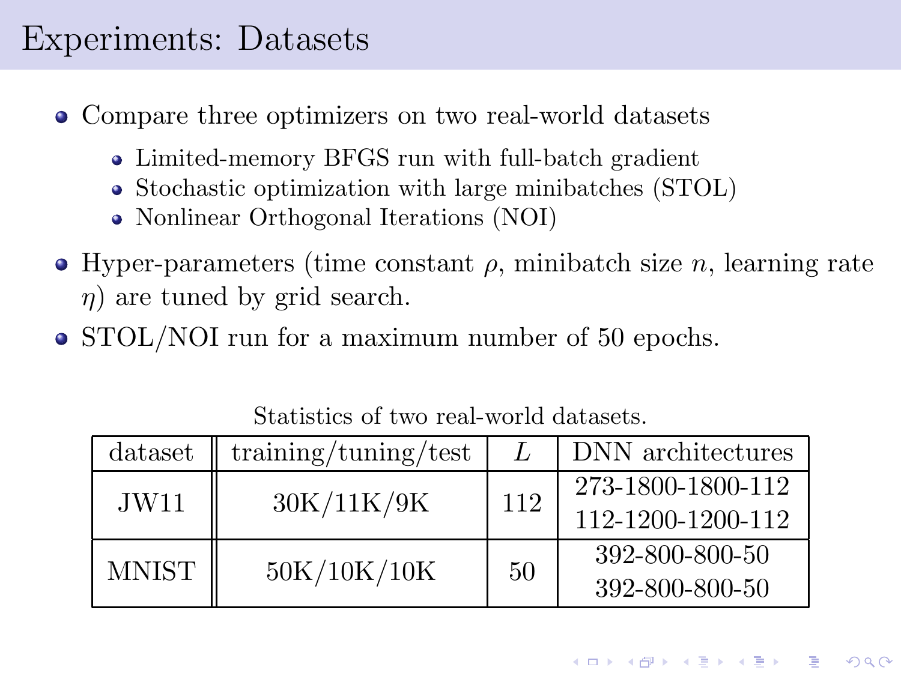# Experiments: Datasets

- Compare three optimizers on two real-world datasets
  - Limited-memory BFGS run with full-batch gradient
  - Stochastic optimization with large minibatches (STOL)
  - Nonlinear Orthogonal Iterations (NOI)
- Hyper-parameters (time constant $\rho$, minibatch size $n$, learning rate $\eta$) are tuned by grid search.
- STOL/NOI run for a maximum number of 50 epochs.

Statistics of two real-world datasets.

| dataset | training/tuning/test | $L$ | DNN architectures |
|---|---|---|---|
| JW11 | 30K/11K/9K | 112 | 273-1800-1800-112<br>112-1200-1200-112 |
| MNIST | 50K/10K/10K | 50 | 392-800-800-50<br>392-800-800-50 |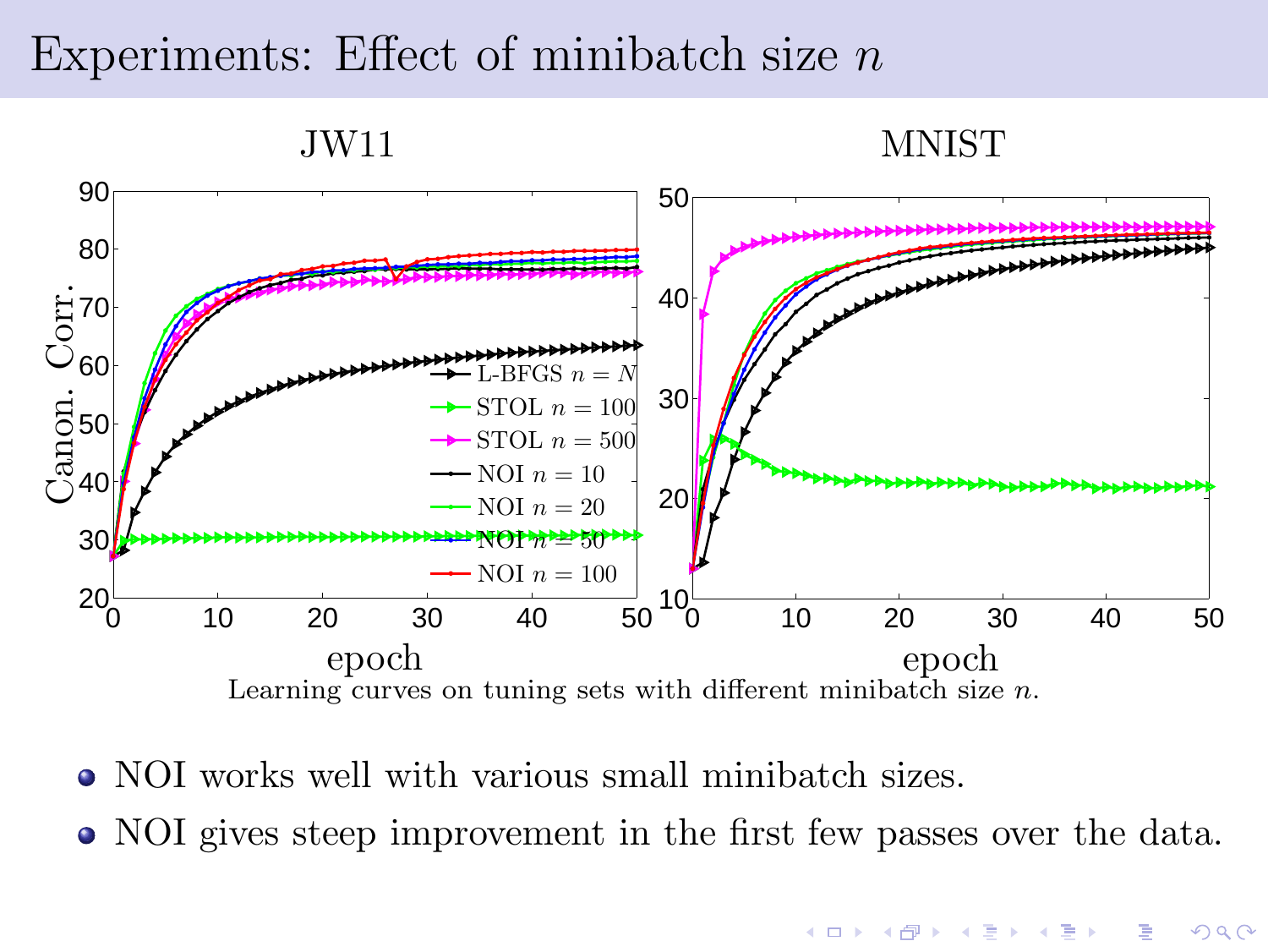# Experiments: Effect of minibatch size $n$

Learning curves on tuning sets with different minibatch size $n$.

- NOI works well with various small minibatch sizes.
- NOI gives steep improvement in the first few passes over the data.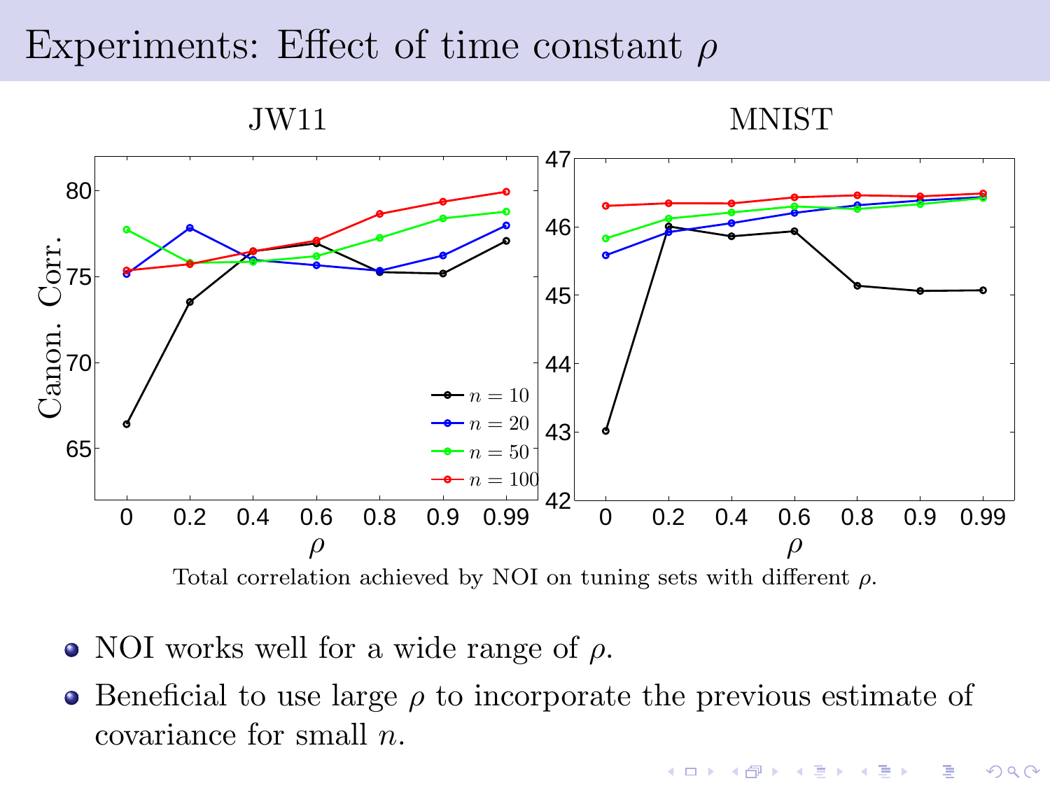# Experiments: Effect of time constant $\rho$

Total correlation achieved by NOI on tuning sets with different $\rho$.

- NOI works well for a wide range of $\rho$.
- Beneficial to use large $\rho$ to incorporate the previous estimate of covariance for small $n$.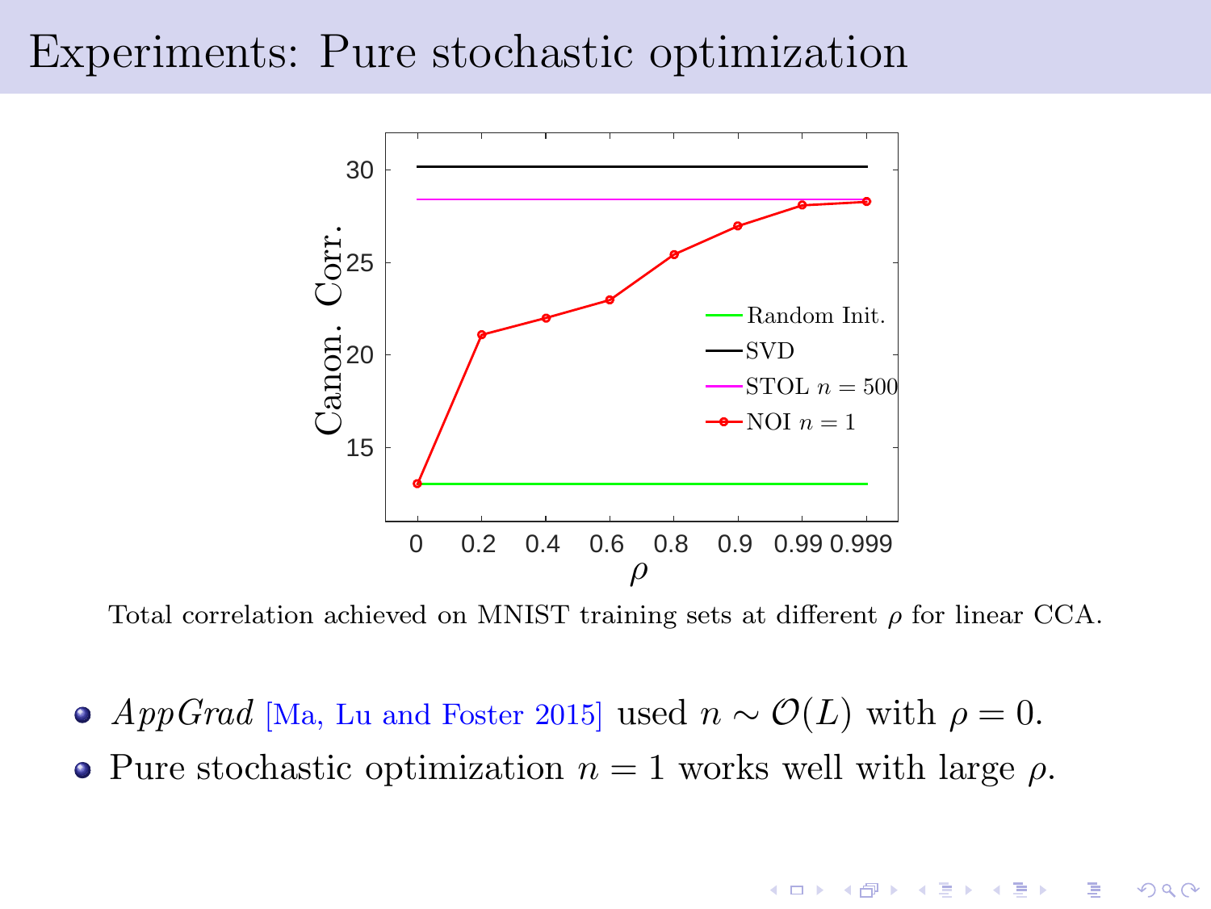# Experiments: Pure stochastic optimization

Total correlation achieved on MNIST training sets at different $\rho$ for linear CCA.

- *AppGrad* [Ma, Lu and Foster 2015] used $n \sim \mathcal{O}(L)$ with $\rho = 0$.
- Pure stochastic optimization $n = 1$ works well with large $\rho$.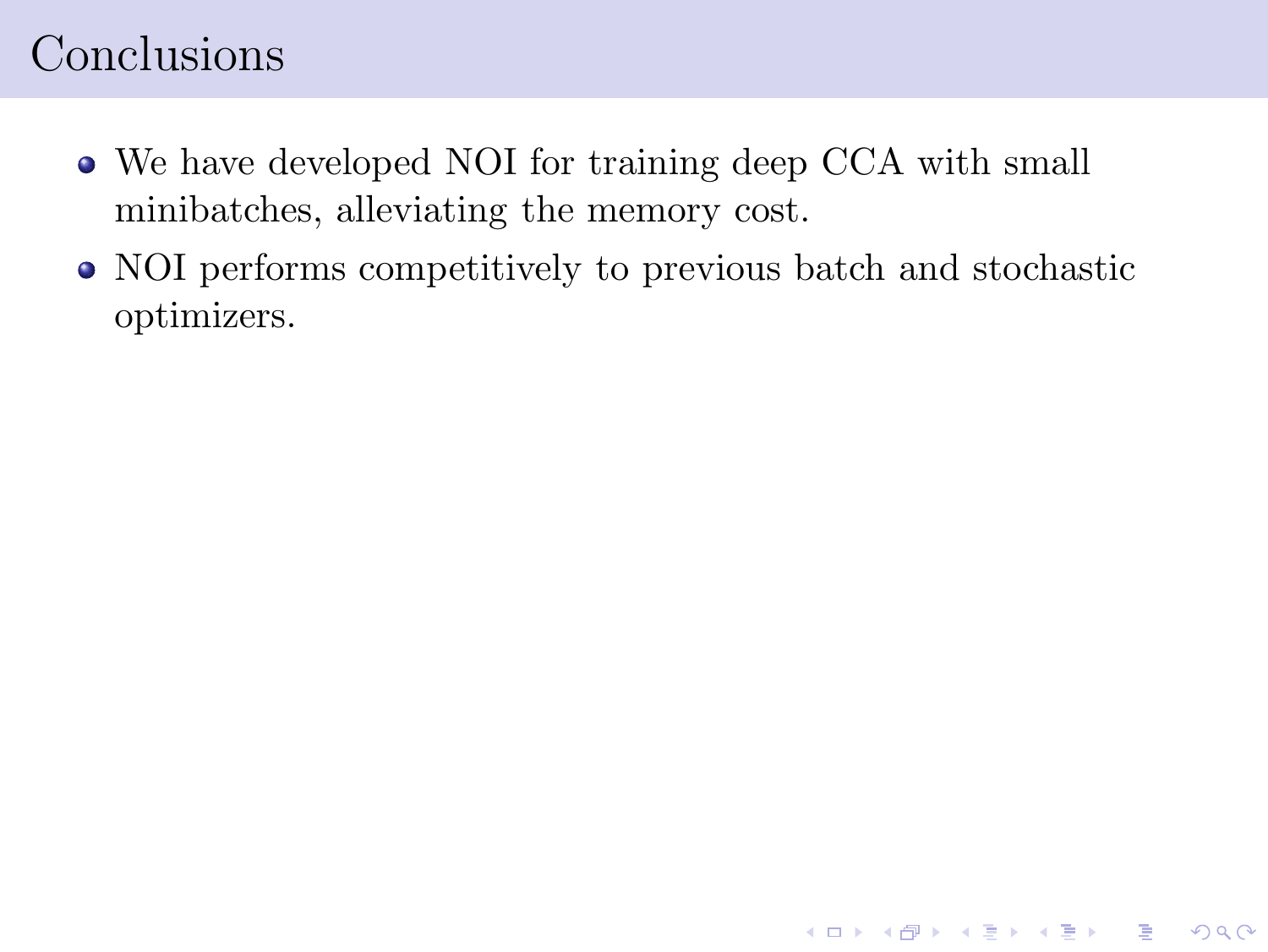# Conclusions

- We have developed NOI for training deep CCA with small minibatches, alleviating the memory cost.
- NOI performs competitively to previous batch and stochastic optimizers.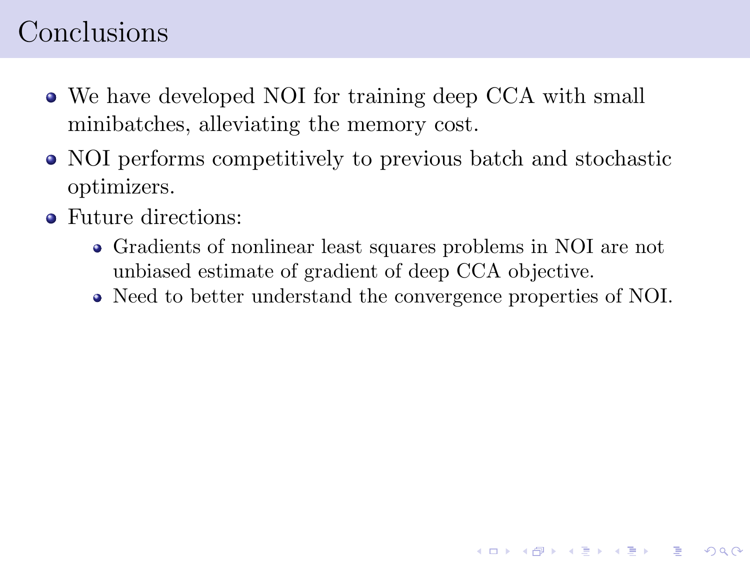# Conclusions

- We have developed NOI for training deep CCA with small minibatches, alleviating the memory cost.
- NOI performs competitively to previous batch and stochastic optimizers.
- Future directions:
  - Gradients of nonlinear least squares problems in NOI are not unbiased estimate of gradient of deep CCA objective.
  - Need to better understand the convergence properties of NOI.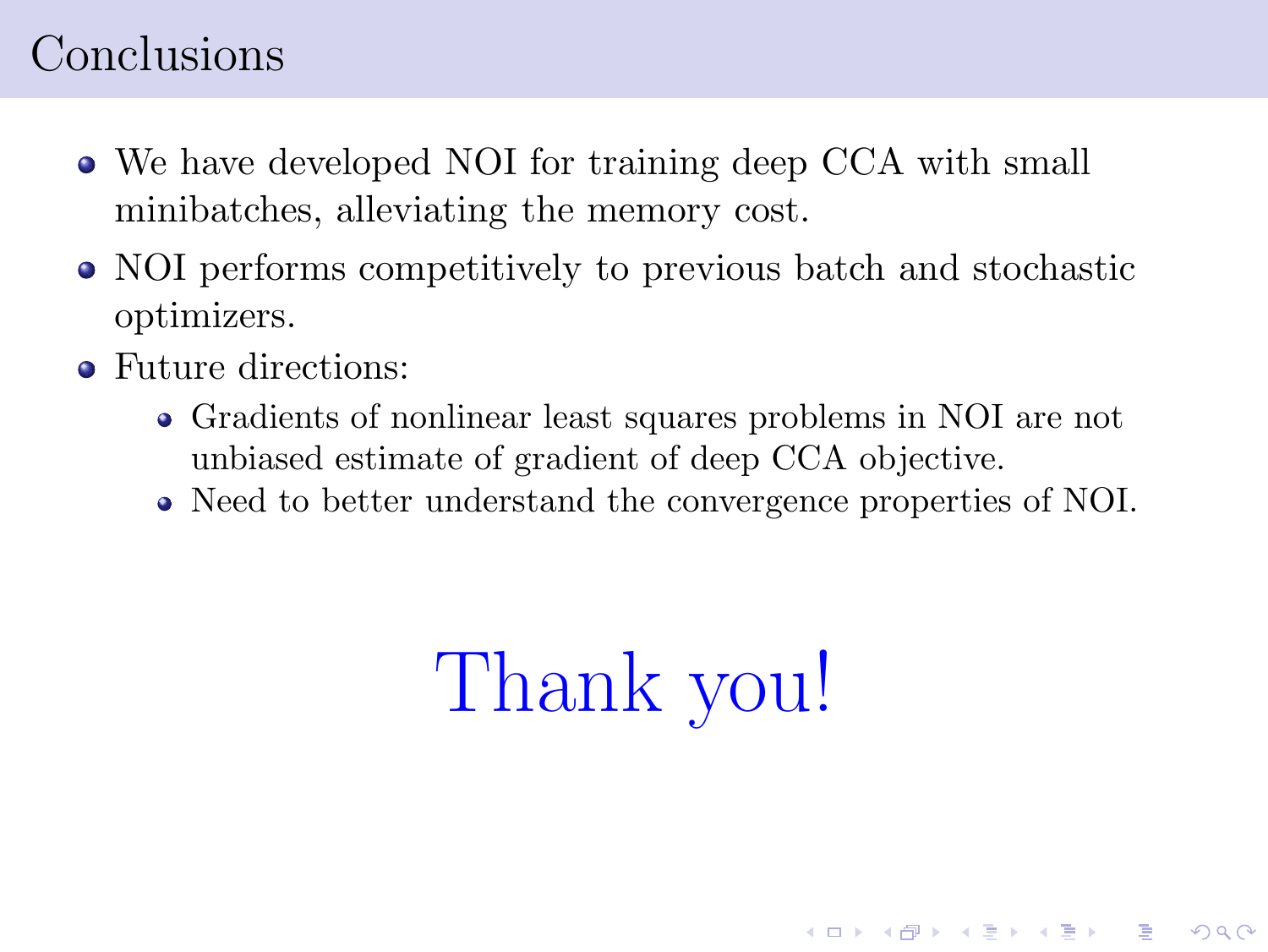# Conclusions

- We have developed NOI for training deep CCA with small minibatches, alleviating the memory cost.
- NOI performs competitively to previous batch and stochastic optimizers.
- Future directions:
  - Gradients of nonlinear least squares problems in NOI are not unbiased estimate of gradient of deep CCA objective.
  - Need to better understand the convergence properties of NOI.

Thank you!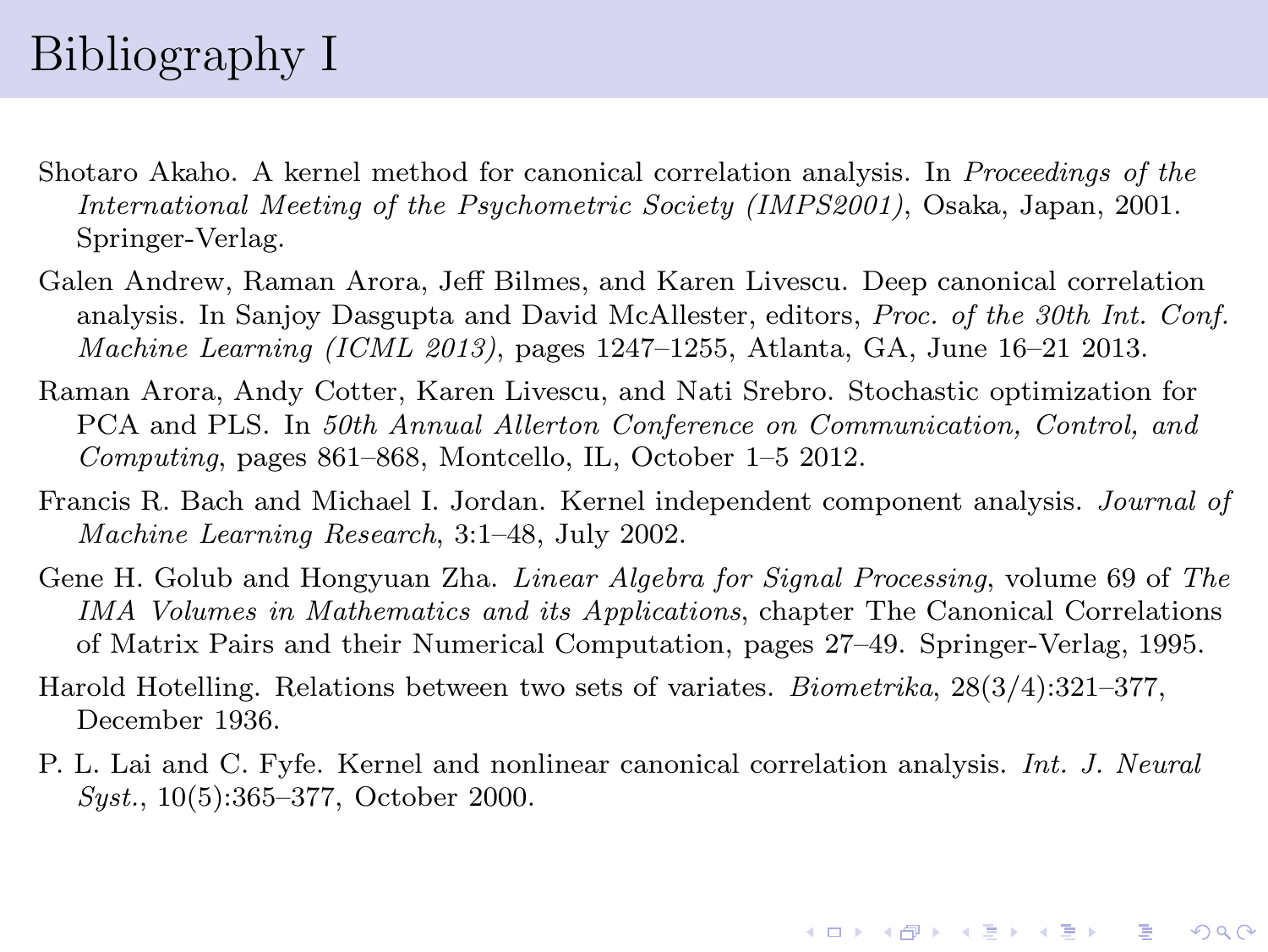# Bibliography I

Shotaro Akaho. A kernel method for canonical correlation analysis. In *Proceedings of the International Meeting of the Psychometric Society (IMPS2001)*, Osaka, Japan, 2001. Springer-Verlag.

Galen Andrew, Raman Arora, Jeff Bilmes, and Karen Livescu. Deep canonical correlation analysis. In Sanjoy Dasgupta and David McAllester, editors, *Proc. of the 30th Int. Conf. Machine Learning (ICML 2013)*, pages 1247–1255, Atlanta, GA, June 16–21 2013.

Raman Arora, Andy Cotter, Karen Livescu, and Nati Srebro. Stochastic optimization for PCA and PLS. In *50th Annual Allerton Conference on Communication, Control, and Computing*, pages 861–868, Montcello, IL, October 1–5 2012.

Francis R. Bach and Michael I. Jordan. Kernel independent component analysis. *Journal of Machine Learning Research*, 3:1–48, July 2002.

Gene H. Golub and Hongyuan Zha. *Linear Algebra for Signal Processing*, volume 69 of *The IMA Volumes in Mathematics and its Applications*, chapter The Canonical Correlations of Matrix Pairs and their Numerical Computation, pages 27–49. Springer-Verlag, 1995.

Harold Hotelling. Relations between two sets of variates. *Biometrika*, 28(3/4):321–377, December 1936.

P. L. Lai and C. Fyfe. Kernel and nonlinear canonical correlation analysis. *Int. J. Neural Syst.*, 10(5):365–377, October 2000.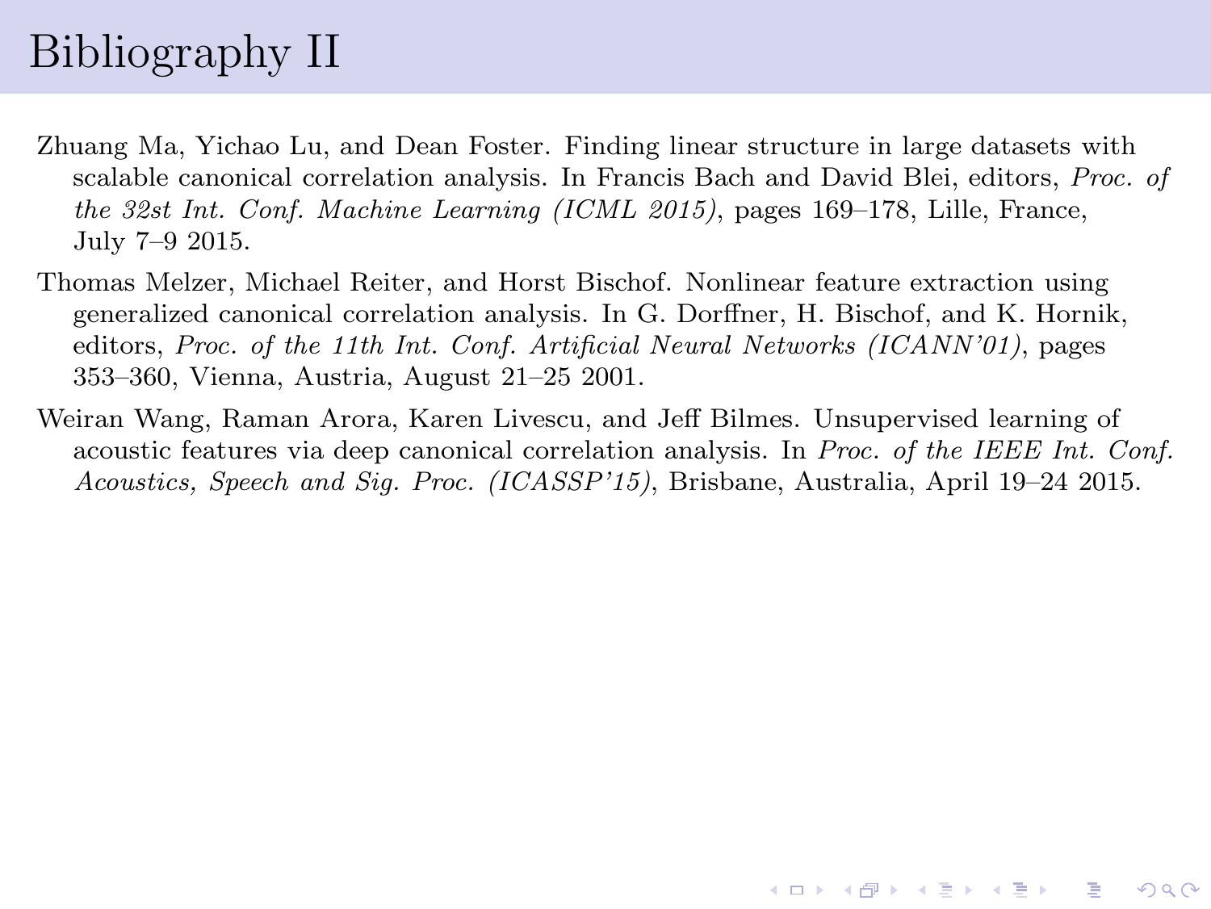# Bibliography II

Zhuang Ma, Yichao Lu, and Dean Foster. Finding linear structure in large datasets with scalable canonical correlation analysis. In Francis Bach and David Blei, editors, *Proc. of the 32st Int. Conf. Machine Learning (ICML 2015)*, pages 169–178, Lille, France, July 7–9 2015.

Thomas Melzer, Michael Reiter, and Horst Bischof. Nonlinear feature extraction using generalized canonical correlation analysis. In G. Dorffner, H. Bischof, and K. Hornik, editors, *Proc. of the 11th Int. Conf. Artificial Neural Networks (ICANN'01)*, pages 353–360, Vienna, Austria, August 21–25 2001.

Weiran Wang, Raman Arora, Karen Livescu, and Jeff Bilmes. Unsupervised learning of acoustic features via deep canonical correlation analysis. In *Proc. of the IEEE Int. Conf. Acoustics, Speech and Sig. Proc. (ICASSP'15)*, Brisbane, Australia, April 19–24 2015.